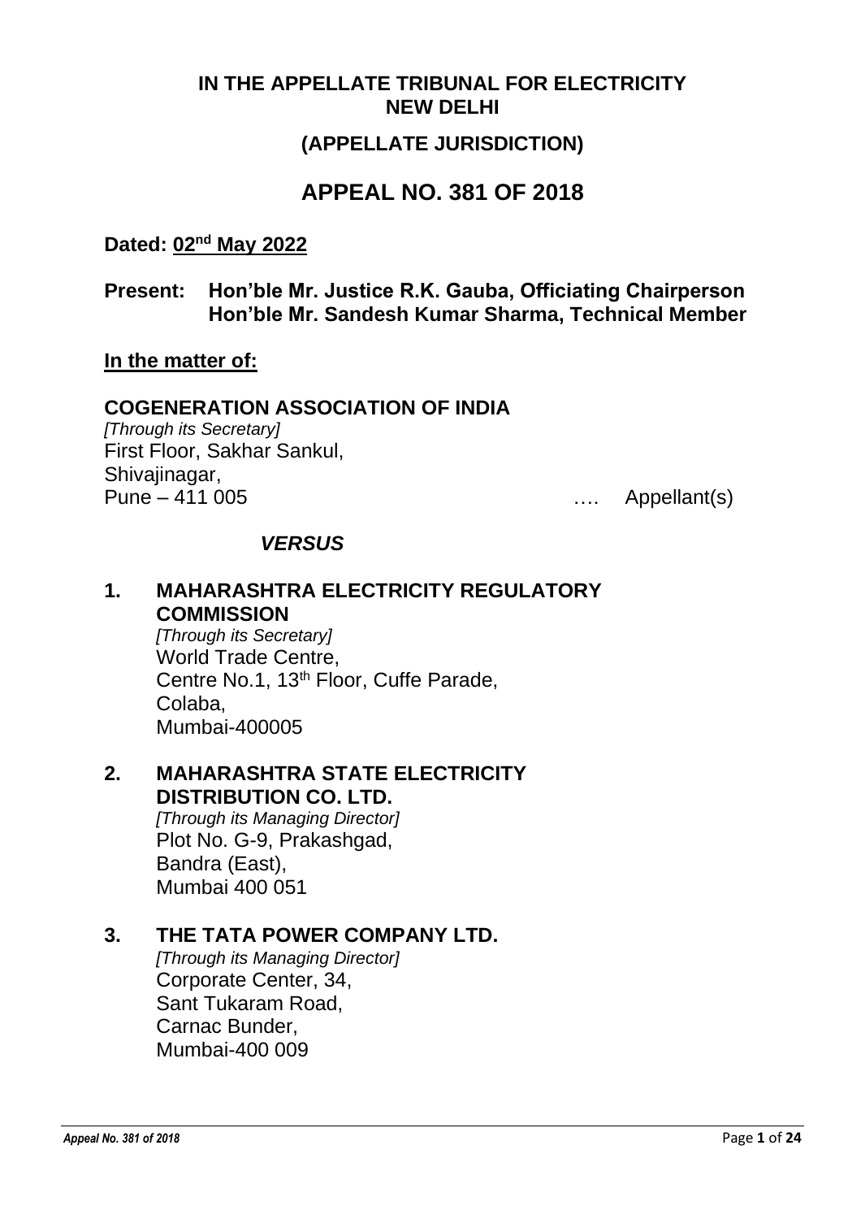# IN THE APPELLATE TRIBUNAL FOR ELECTRICITY NEW DELHI

## (APPELLATE JURISDICTION)

# APPEAL NO. 381 OF 2018

**Dated: 02nd May 2022**

**Present: Hon'ble Mr. Justice R.K. Gauba, Officiating Chairperson**
**Hon'ble Mr. Sandesh Kumar Sharma, Technical Member**

**In the matter of:**

**COGENERATION ASSOCIATION OF INDIA**
*[Through its Secretary]*
First Floor, Sakhar Sankul,
Shivajinagar,
Pune – 411 005 …. Appellant(s)

***VERSUS***

1. **MAHARASHTRA ELECTRICITY REGULATORY COMMISSION**
   *[Through its Secretary]*
   World Trade Centre,
   Centre No.1, 13th Floor, Cuffe Parade,
   Colaba,
   Mumbai-400005

2. **MAHARASHTRA STATE ELECTRICITY DISTRIBUTION CO. LTD.**
   *[Through its Managing Director]*
   Plot No. G-9, Prakashgad,
   Bandra (East),
   Mumbai 400 051

3. **THE TATA POWER COMPANY LTD.**
   *[Through its Managing Director]*
   Corporate Center, 34,
   Sant Tukaram Road,
   Carnac Bunder,
   Mumbai-400 009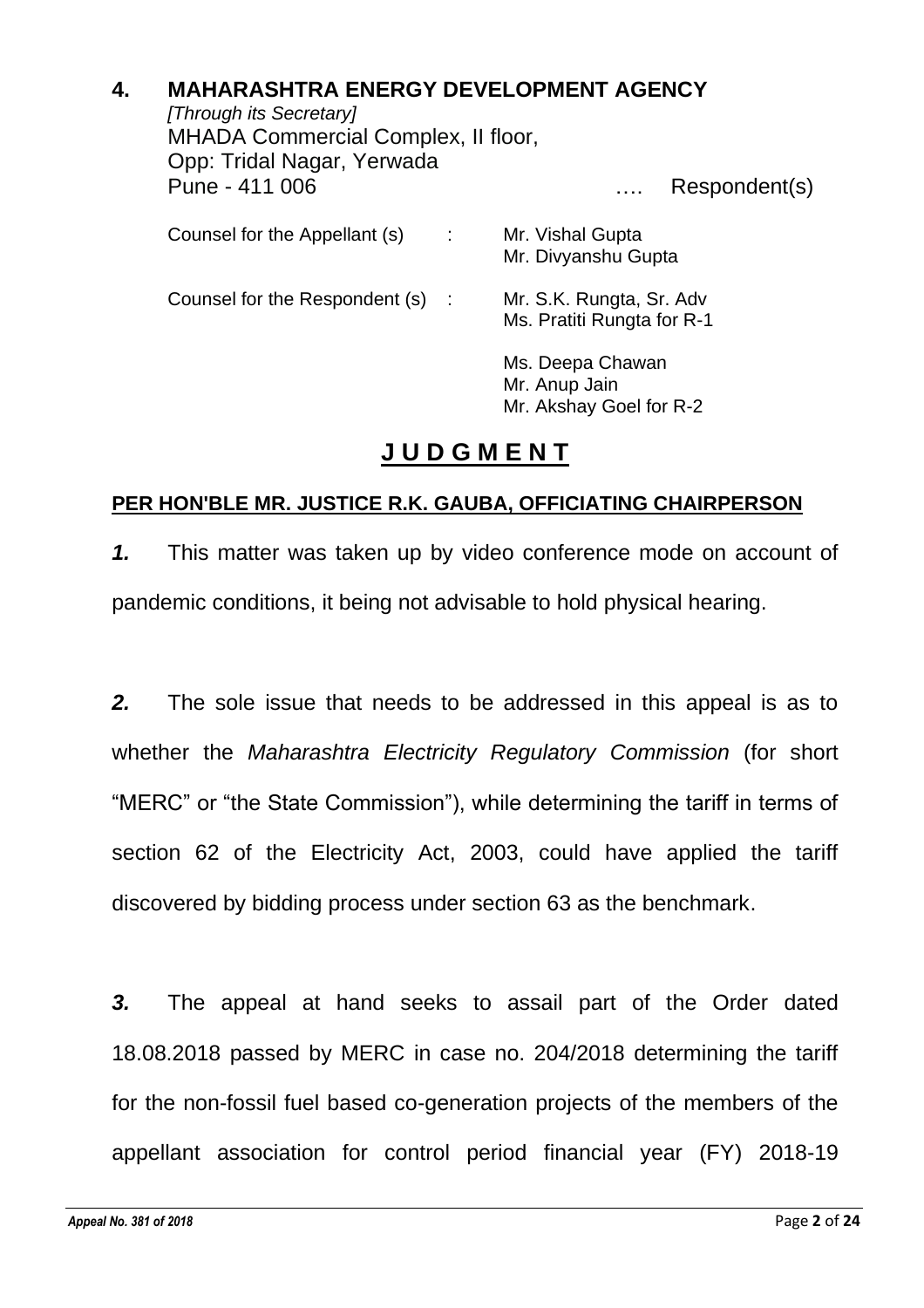**4. MAHARASHTRA ENERGY DEVELOPMENT AGENCY**
*[Through its Secretary]*
MHADA Commercial Complex, II floor,
Opp: Tridal Nagar, Yerwada
Pune - 411 006 …. Respondent(s)

| | | |
|---|---|---|
| Counsel for the Appellant (s) | : | Mr. Vishal Gupta<br>Mr. Divyanshu Gupta |
| Counsel for the Respondent (s) | : | Mr. S.K. Rungta, Sr. Adv<br>Ms. Pratiti Rungta for R-1 |
| | | Ms. Deepa Chawan<br>Mr. Anup Jain<br>Mr. Akshay Goel for R-2 |

# J U D G M E N T

**PER HON'BLE MR. JUSTICE R.K. GAUBA, OFFICIATING CHAIRPERSON**

***1.*** This matter was taken up by video conference mode on account of pandemic conditions, it being not advisable to hold physical hearing.

***2.*** The sole issue that needs to be addressed in this appeal is as to whether the *Maharashtra Electricity Regulatory Commission* (for short "MERC" or "the State Commission"), while determining the tariff in terms of section 62 of the Electricity Act, 2003, could have applied the tariff discovered by bidding process under section 63 as the benchmark.

***3.*** The appeal at hand seeks to assail part of the Order dated 18.08.2018 passed by MERC in case no. 204/2018 determining the tariff for the non-fossil fuel based co-generation projects of the members of the appellant association for control period financial year (FY) 2018-19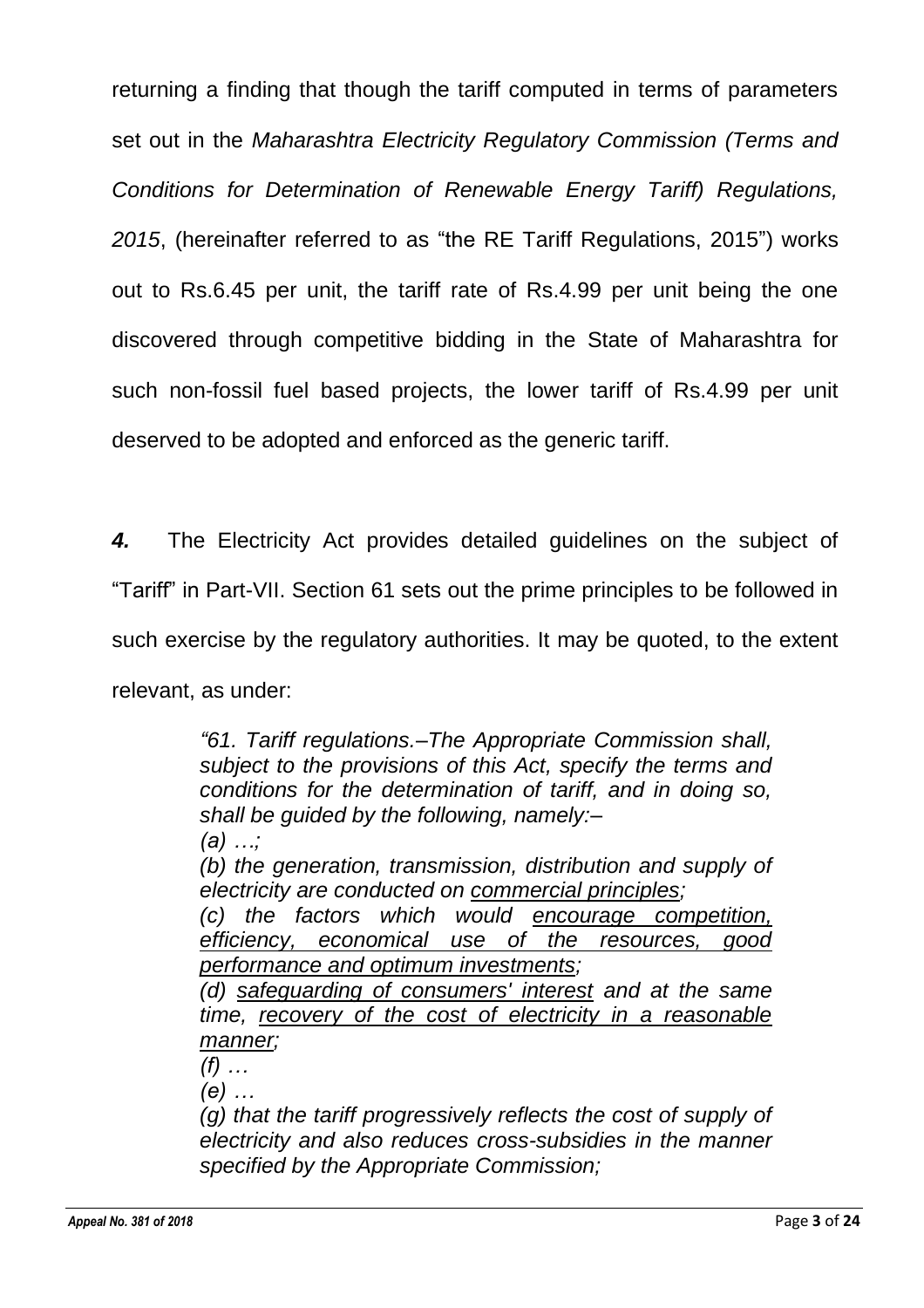returning a finding that though the tariff computed in terms of parameters set out in the *Maharashtra Electricity Regulatory Commission (Terms and Conditions for Determination of Renewable Energy Tariff) Regulations, 2015*, (hereinafter referred to as "the RE Tariff Regulations, 2015") works out to Rs.6.45 per unit, the tariff rate of Rs.4.99 per unit being the one discovered through competitive bidding in the State of Maharashtra for such non-fossil fuel based projects, the lower tariff of Rs.4.99 per unit deserved to be adopted and enforced as the generic tariff.

***4.*** The Electricity Act provides detailed guidelines on the subject of "Tariff" in Part-VII. Section 61 sets out the prime principles to be followed in such exercise by the regulatory authorities. It may be quoted, to the extent relevant, as under:

> *"61. Tariff regulations.–The Appropriate Commission shall, subject to the provisions of this Act, specify the terms and conditions for the determination of tariff, and in doing so, shall be guided by the following, namely:–*
>
> *(a) …;*
>
> *(b) the generation, transmission, distribution and supply of electricity are conducted on commercial principles;*
>
> *(c) the factors which would encourage competition, efficiency, economical use of the resources, good performance and optimum investments;*
>
> *(d) safeguarding of consumers' interest and at the same time, recovery of the cost of electricity in a reasonable manner;*
>
> *(f) …*
>
> *(e) …*
>
> *(g) that the tariff progressively reflects the cost of supply of electricity and also reduces cross-subsidies in the manner specified by the Appropriate Commission;*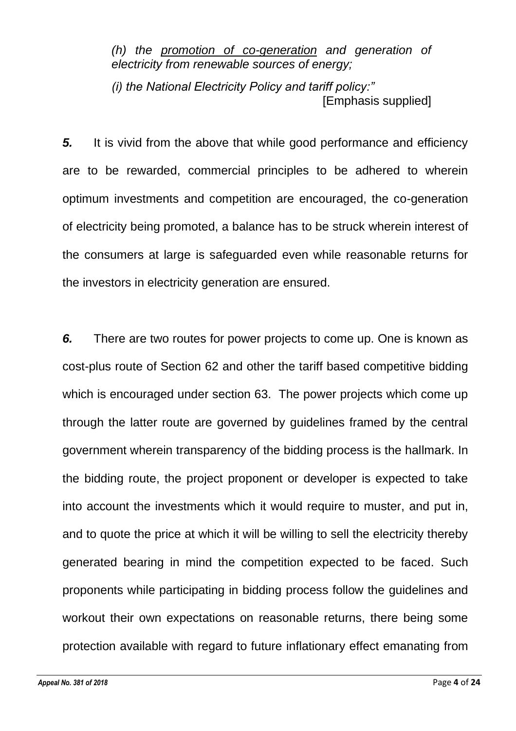*(h) the <u>promotion of co-generation</u> and generation of electricity from renewable sources of energy;*

*(i) the National Electricity Policy and tariff policy:"*

[Emphasis supplied]

***5.*** It is vivid from the above that while good performance and efficiency are to be rewarded, commercial principles to be adhered to wherein optimum investments and competition are encouraged, the co-generation of electricity being promoted, a balance has to be struck wherein interest of the consumers at large is safeguarded even while reasonable returns for the investors in electricity generation are ensured.

***6.*** There are two routes for power projects to come up. One is known as cost-plus route of Section 62 and other the tariff based competitive bidding which is encouraged under section 63. The power projects which come up through the latter route are governed by guidelines framed by the central government wherein transparency of the bidding process is the hallmark. In the bidding route, the project proponent or developer is expected to take into account the investments which it would require to muster, and put in, and to quote the price at which it will be willing to sell the electricity thereby generated bearing in mind the competition expected to be faced. Such proponents while participating in bidding process follow the guidelines and workout their own expectations on reasonable returns, there being some protection available with regard to future inflationary effect emanating from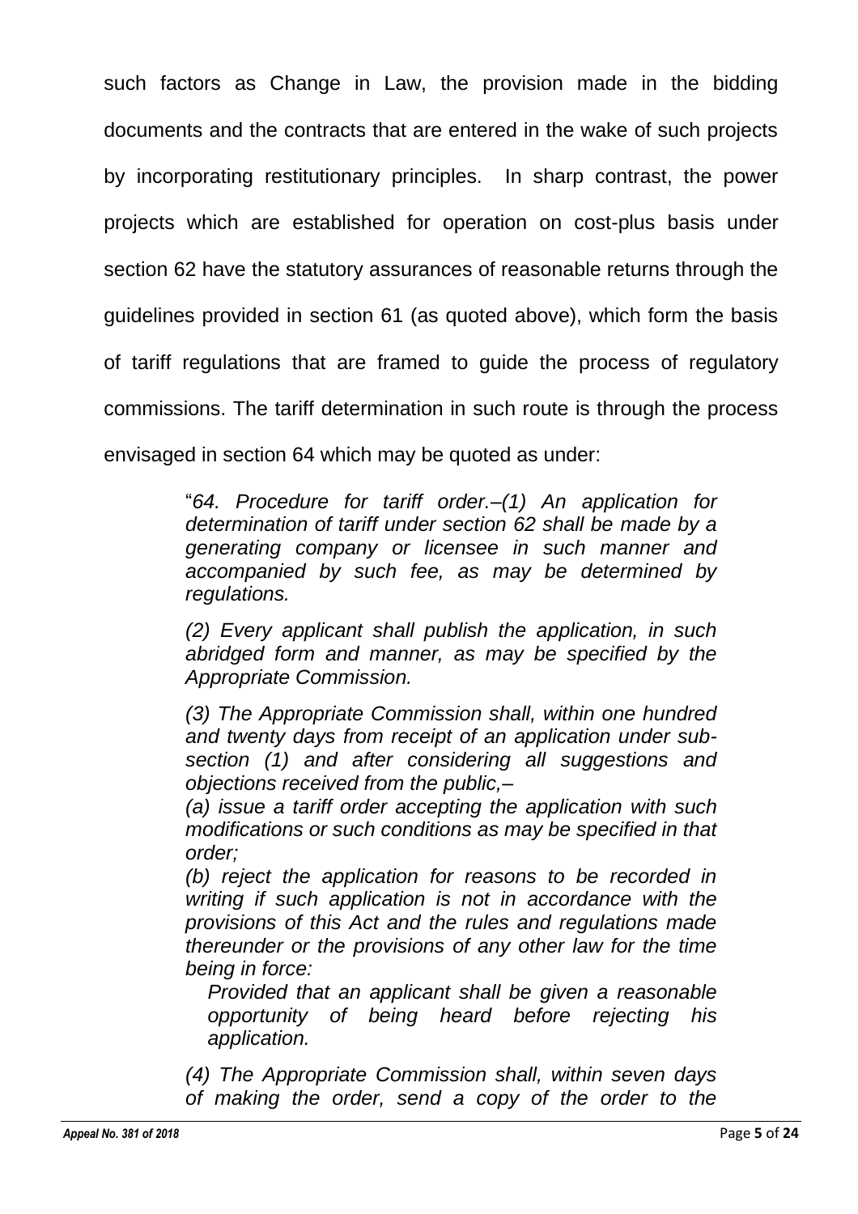such factors as Change in Law, the provision made in the bidding documents and the contracts that are entered in the wake of such projects by incorporating restitutionary principles. In sharp contrast, the power projects which are established for operation on cost-plus basis under section 62 have the statutory assurances of reasonable returns through the guidelines provided in section 61 (as quoted above), which form the basis of tariff regulations that are framed to guide the process of regulatory commissions. The tariff determination in such route is through the process envisaged in section 64 which may be quoted as under:

> "*64. Procedure for tariff order.–(1) An application for determination of tariff under section 62 shall be made by a generating company or licensee in such manner and accompanied by such fee, as may be determined by regulations.*
>
> *(2) Every applicant shall publish the application, in such abridged form and manner, as may be specified by the Appropriate Commission.*
>
> *(3) The Appropriate Commission shall, within one hundred and twenty days from receipt of an application under sub-section (1) and after considering all suggestions and objections received from the public,–*
> *(a) issue a tariff order accepting the application with such modifications or such conditions as may be specified in that order;*
> *(b) reject the application for reasons to be recorded in writing if such application is not in accordance with the provisions of this Act and the rules and regulations made thereunder or the provisions of any other law for the time being in force:*
>
> *Provided that an applicant shall be given a reasonable opportunity of being heard before rejecting his application.*
>
> *(4) The Appropriate Commission shall, within seven days of making the order, send a copy of the order to the*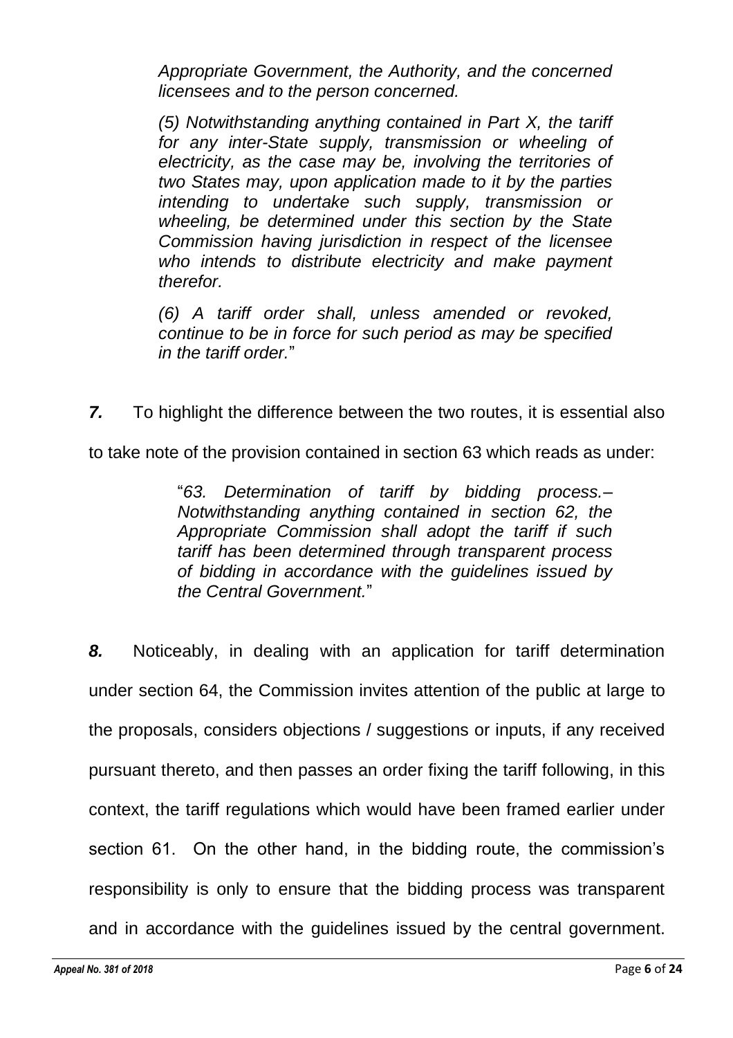*Appropriate Government, the Authority, and the concerned licensees and to the person concerned.*

*(5) Notwithstanding anything contained in Part X, the tariff for any inter-State supply, transmission or wheeling of electricity, as the case may be, involving the territories of two States may, upon application made to it by the parties intending to undertake such supply, transmission or wheeling, be determined under this section by the State Commission having jurisdiction in respect of the licensee who intends to distribute electricity and make payment therefor.*

*(6) A tariff order shall, unless amended or revoked, continue to be in force for such period as may be specified in the tariff order.*"

***7.*** To highlight the difference between the two routes, it is essential also to take note of the provision contained in section 63 which reads as under:

> "*63. Determination of tariff by bidding process.– Notwithstanding anything contained in section 62, the Appropriate Commission shall adopt the tariff if such tariff has been determined through transparent process of bidding in accordance with the guidelines issued by the Central Government.*"

***8.*** Noticeably, in dealing with an application for tariff determination under section 64, the Commission invites attention of the public at large to the proposals, considers objections / suggestions or inputs, if any received pursuant thereto, and then passes an order fixing the tariff following, in this context, the tariff regulations which would have been framed earlier under section 61. On the other hand, in the bidding route, the commission's responsibility is only to ensure that the bidding process was transparent and in accordance with the guidelines issued by the central government.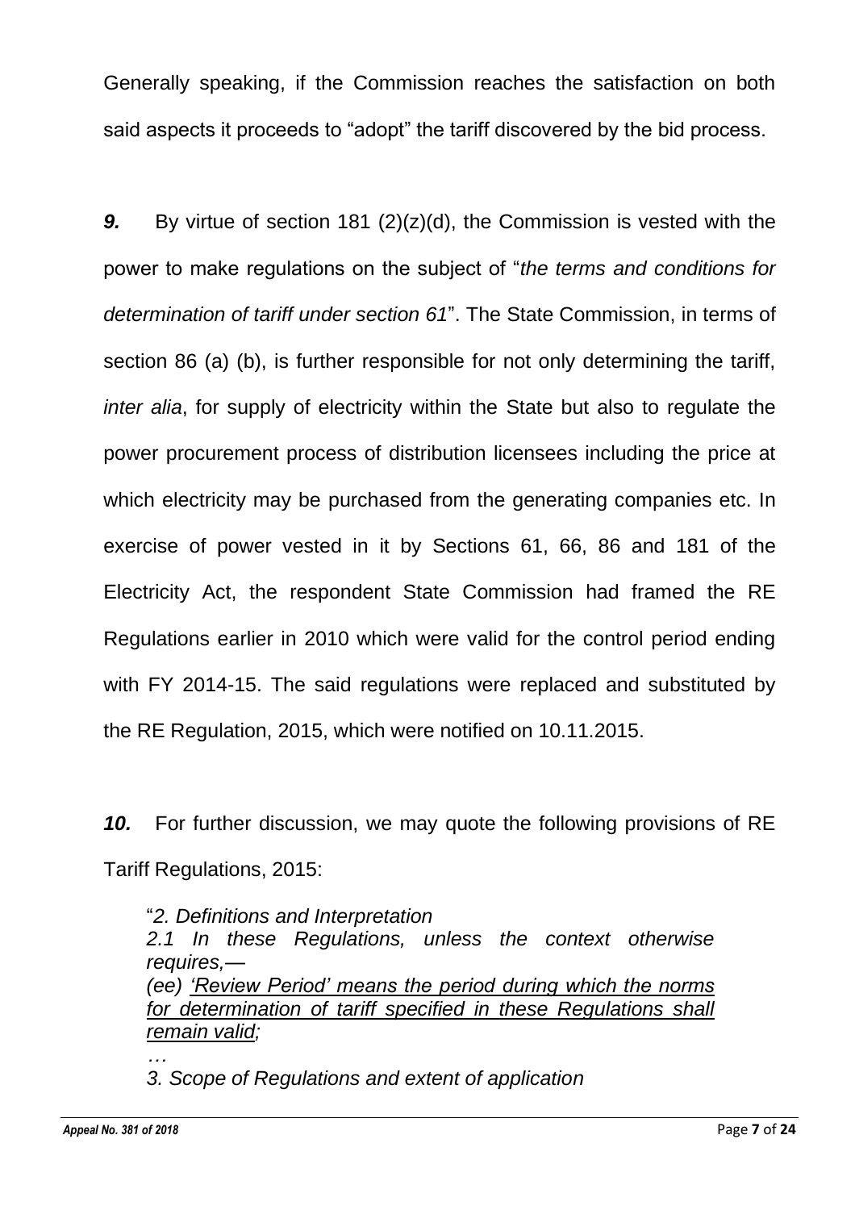Generally speaking, if the Commission reaches the satisfaction on both said aspects it proceeds to "adopt" the tariff discovered by the bid process.

***9.*** By virtue of section 181 (2)(z)(d), the Commission is vested with the power to make regulations on the subject of "*the terms and conditions for determination of tariff under section 61*". The State Commission, in terms of section 86 (a) (b), is further responsible for not only determining the tariff, *inter alia*, for supply of electricity within the State but also to regulate the power procurement process of distribution licensees including the price at which electricity may be purchased from the generating companies etc. In exercise of power vested in it by Sections 61, 66, 86 and 181 of the Electricity Act, the respondent State Commission had framed the RE Regulations earlier in 2010 which were valid for the control period ending with FY 2014-15. The said regulations were replaced and substituted by the RE Regulation, 2015, which were notified on 10.11.2015.

***10.*** For further discussion, we may quote the following provisions of RE Tariff Regulations, 2015:

> "*2. Definitions and Interpretation*
> *2.1 In these Regulations, unless the context otherwise requires,—*
> *(ee) <u>'Review Period' means the period during which the norms for determination of tariff specified in these Regulations shall remain valid;</u>*
> *…*
> *3. Scope of Regulations and extent of application*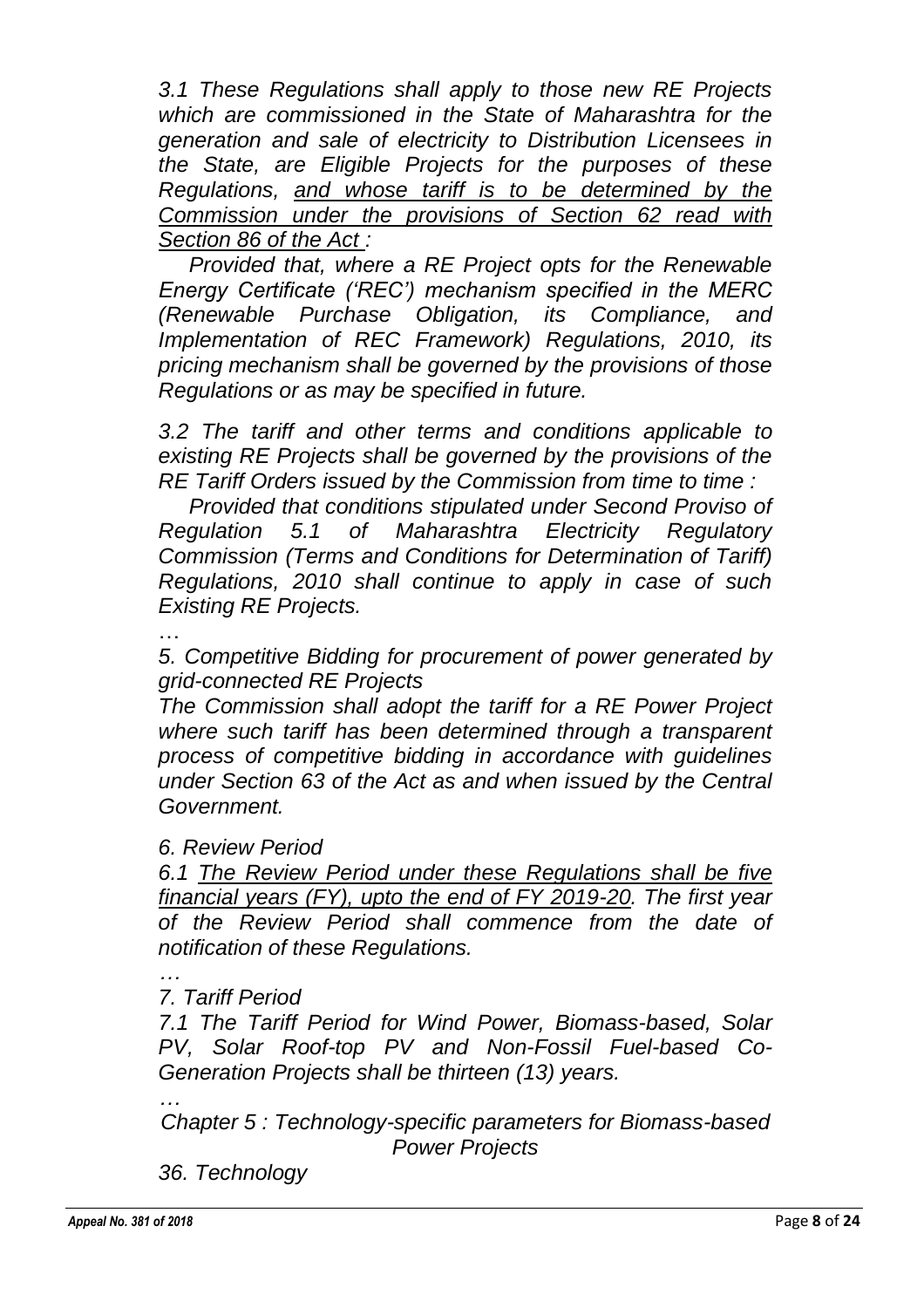*3.1 These Regulations shall apply to those new RE Projects which are commissioned in the State of Maharashtra for the generation and sale of electricity to Distribution Licensees in the State, are Eligible Projects for the purposes of these Regulations, <u>and whose tariff is to be determined by the Commission under the provisions of Section 62 read with Section 86 of the Act</u> :*

*Provided that, where a RE Project opts for the Renewable Energy Certificate ('REC') mechanism specified in the MERC (Renewable Purchase Obligation, its Compliance, and Implementation of REC Framework) Regulations, 2010, its pricing mechanism shall be governed by the provisions of those Regulations or as may be specified in future.*

*3.2 The tariff and other terms and conditions applicable to existing RE Projects shall be governed by the provisions of the RE Tariff Orders issued by the Commission from time to time :*

*Provided that conditions stipulated under Second Proviso of Regulation 5.1 of Maharashtra Electricity Regulatory Commission (Terms and Conditions for Determination of Tariff) Regulations, 2010 shall continue to apply in case of such Existing RE Projects.*

*…*

*5. Competitive Bidding for procurement of power generated by grid-connected RE Projects*

*The Commission shall adopt the tariff for a RE Power Project where such tariff has been determined through a transparent process of competitive bidding in accordance with guidelines under Section 63 of the Act as and when issued by the Central Government.*

*6. Review Period*

*6.1 <u>The Review Period under these Regulations shall be five financial years (FY), upto the end of FY 2019-20</u>. The first year of the Review Period shall commence from the date of notification of these Regulations.*

*…*

*7. Tariff Period*

*7.1 The Tariff Period for Wind Power, Biomass-based, Solar PV, Solar Roof-top PV and Non-Fossil Fuel-based Co-Generation Projects shall be thirteen (13) years.*

*…*

*Chapter 5 : Technology-specific parameters for Biomass-based Power Projects*

*36. Technology*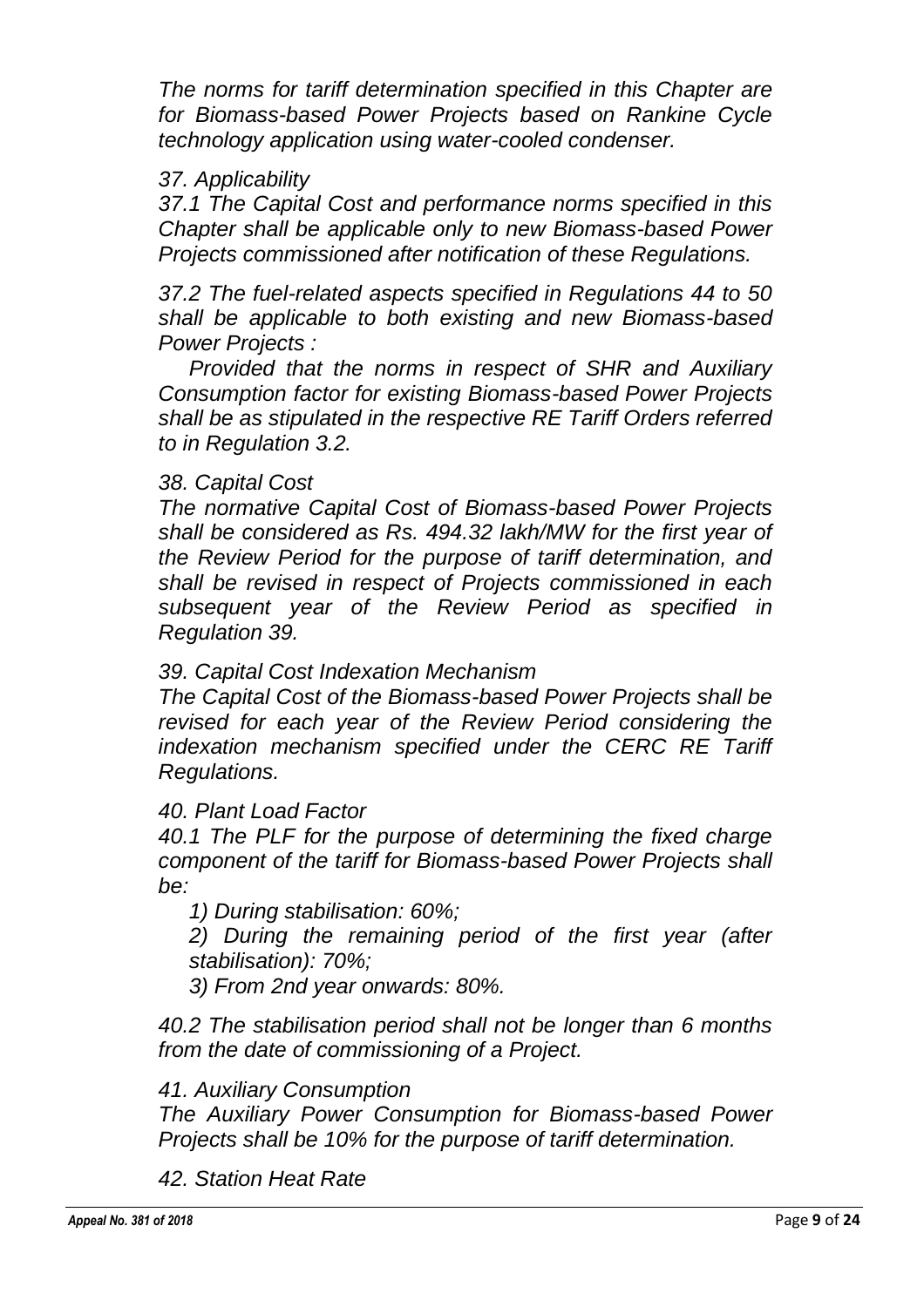*The norms for tariff determination specified in this Chapter are for Biomass-based Power Projects based on Rankine Cycle technology application using water-cooled condenser.*

*37. Applicability*

*37.1 The Capital Cost and performance norms specified in this Chapter shall be applicable only to new Biomass-based Power Projects commissioned after notification of these Regulations.*

*37.2 The fuel-related aspects specified in Regulations 44 to 50 shall be applicable to both existing and new Biomass-based Power Projects :*

*Provided that the norms in respect of SHR and Auxiliary Consumption factor for existing Biomass-based Power Projects shall be as stipulated in the respective RE Tariff Orders referred to in Regulation 3.2.*

*38. Capital Cost*

*The normative Capital Cost of Biomass-based Power Projects shall be considered as Rs. 494.32 lakh/MW for the first year of the Review Period for the purpose of tariff determination, and shall be revised in respect of Projects commissioned in each subsequent year of the Review Period as specified in Regulation 39.*

*39. Capital Cost Indexation Mechanism*

*The Capital Cost of the Biomass-based Power Projects shall be revised for each year of the Review Period considering the indexation mechanism specified under the CERC RE Tariff Regulations.*

*40. Plant Load Factor*

*40.1 The PLF for the purpose of determining the fixed charge component of the tariff for Biomass-based Power Projects shall be:*

*1) During stabilisation: 60%;*

*2) During the remaining period of the first year (after stabilisation): 70%;*

*3) From 2nd year onwards: 80%.*

*40.2 The stabilisation period shall not be longer than 6 months from the date of commissioning of a Project.*

*41. Auxiliary Consumption*

*The Auxiliary Power Consumption for Biomass-based Power Projects shall be 10% for the purpose of tariff determination.*

*42. Station Heat Rate*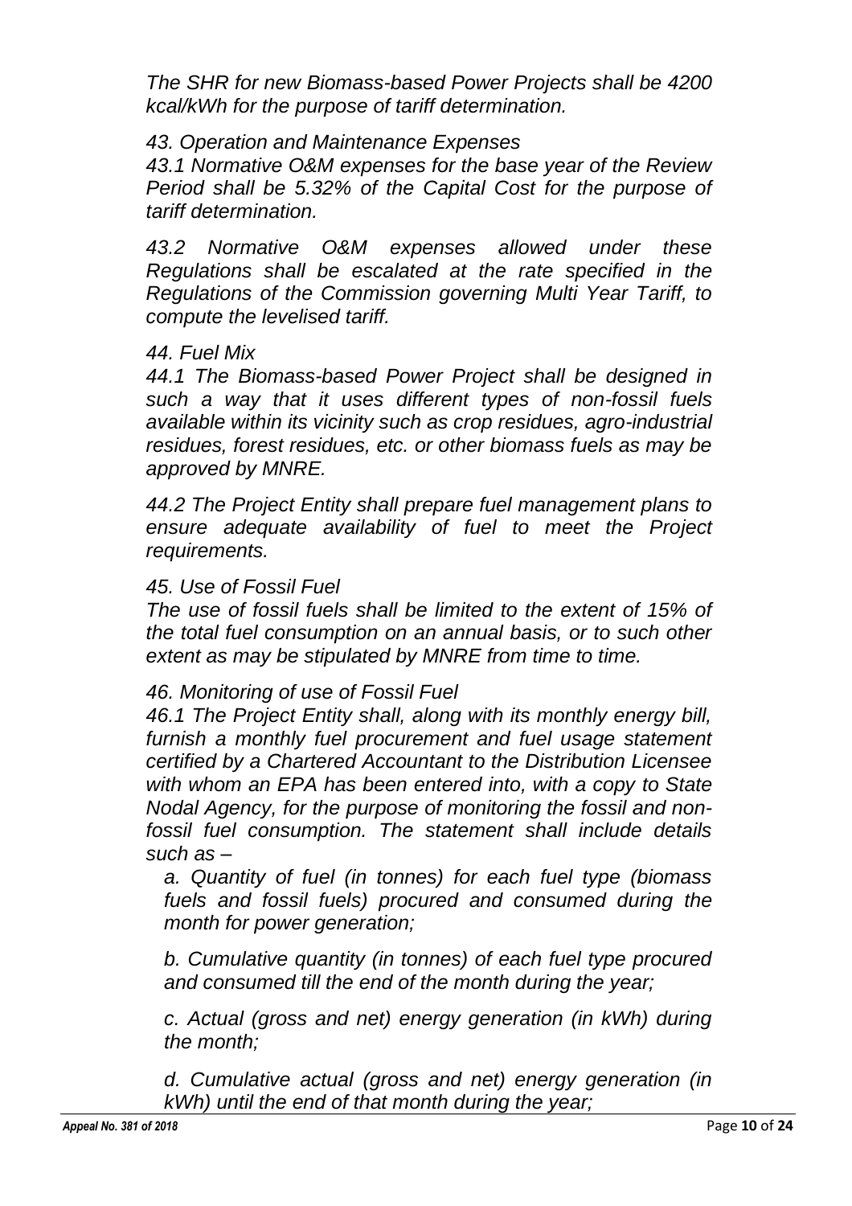*The SHR for new Biomass-based Power Projects shall be 4200 kcal/kWh for the purpose of tariff determination.*

*43. Operation and Maintenance Expenses*

*43.1 Normative O&M expenses for the base year of the Review Period shall be 5.32% of the Capital Cost for the purpose of tariff determination.*

*43.2 Normative O&M expenses allowed under these Regulations shall be escalated at the rate specified in the Regulations of the Commission governing Multi Year Tariff, to compute the levelised tariff.*

*44. Fuel Mix*

*44.1 The Biomass-based Power Project shall be designed in such a way that it uses different types of non-fossil fuels available within its vicinity such as crop residues, agro-industrial residues, forest residues, etc. or other biomass fuels as may be approved by MNRE.*

*44.2 The Project Entity shall prepare fuel management plans to ensure adequate availability of fuel to meet the Project requirements.*

*45. Use of Fossil Fuel*

*The use of fossil fuels shall be limited to the extent of 15% of the total fuel consumption on an annual basis, or to such other extent as may be stipulated by MNRE from time to time.*

*46. Monitoring of use of Fossil Fuel*

*46.1 The Project Entity shall, along with its monthly energy bill, furnish a monthly fuel procurement and fuel usage statement certified by a Chartered Accountant to the Distribution Licensee with whom an EPA has been entered into, with a copy to State Nodal Agency, for the purpose of monitoring the fossil and non-fossil fuel consumption. The statement shall include details such as –*

*a. Quantity of fuel (in tonnes) for each fuel type (biomass fuels and fossil fuels) procured and consumed during the month for power generation;*

*b. Cumulative quantity (in tonnes) of each fuel type procured and consumed till the end of the month during the year;*

*c. Actual (gross and net) energy generation (in kWh) during the month;*

*d. Cumulative actual (gross and net) energy generation (in kWh) until the end of that month during the year;*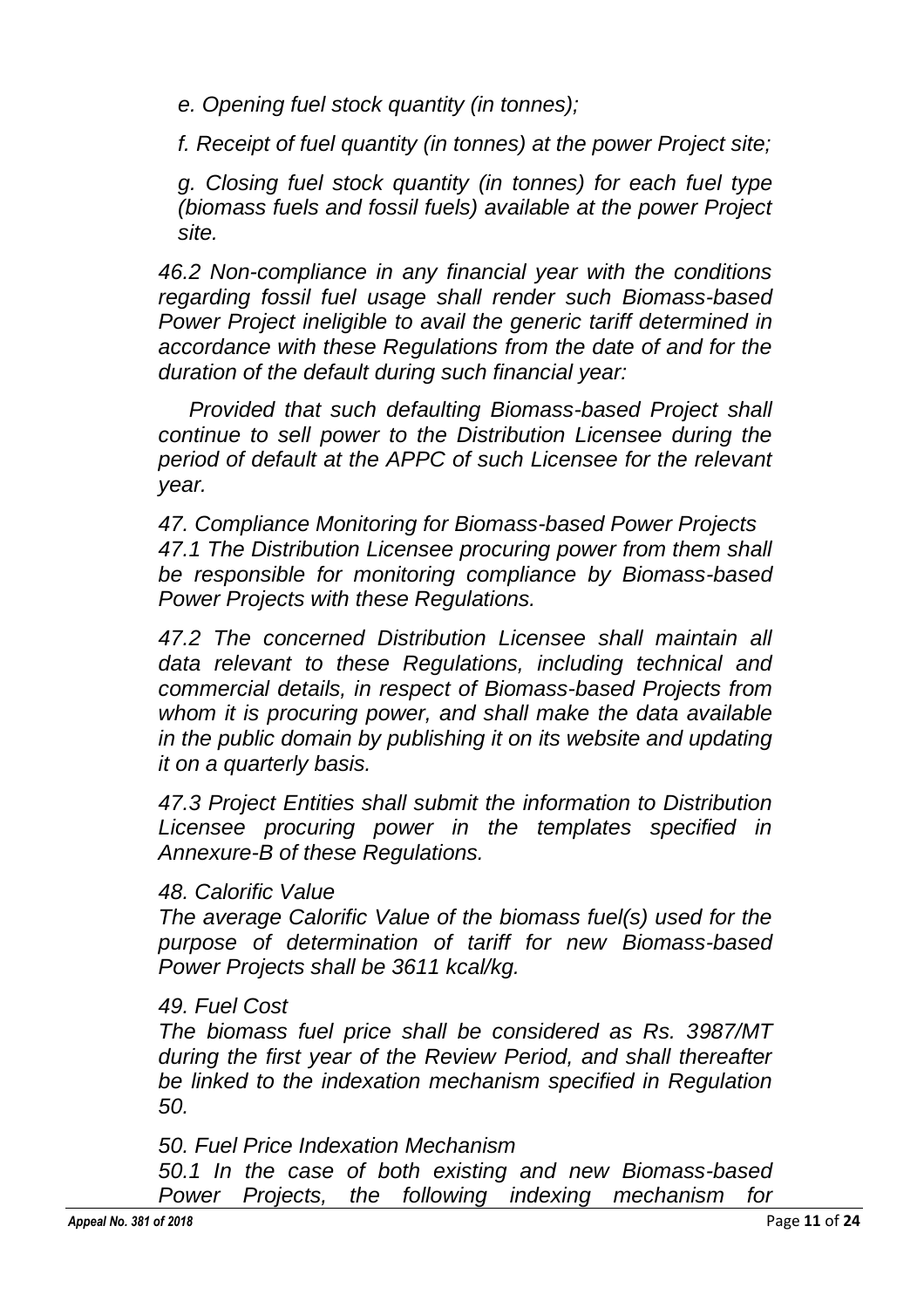*e. Opening fuel stock quantity (in tonnes);*

*f. Receipt of fuel quantity (in tonnes) at the power Project site;*

*g. Closing fuel stock quantity (in tonnes) for each fuel type (biomass fuels and fossil fuels) available at the power Project site.*

*46.2 Non-compliance in any financial year with the conditions regarding fossil fuel usage shall render such Biomass-based Power Project ineligible to avail the generic tariff determined in accordance with these Regulations from the date of and for the duration of the default during such financial year:*

*Provided that such defaulting Biomass-based Project shall continue to sell power to the Distribution Licensee during the period of default at the APPC of such Licensee for the relevant year.*

*47. Compliance Monitoring for Biomass-based Power Projects*
*47.1 The Distribution Licensee procuring power from them shall be responsible for monitoring compliance by Biomass-based Power Projects with these Regulations.*

*47.2 The concerned Distribution Licensee shall maintain all data relevant to these Regulations, including technical and commercial details, in respect of Biomass-based Projects from whom it is procuring power, and shall make the data available in the public domain by publishing it on its website and updating it on a quarterly basis.*

*47.3 Project Entities shall submit the information to Distribution Licensee procuring power in the templates specified in Annexure-B of these Regulations.*

*48. Calorific Value*
*The average Calorific Value of the biomass fuel(s) used for the purpose of determination of tariff for new Biomass-based Power Projects shall be 3611 kcal/kg.*

*49. Fuel Cost*
*The biomass fuel price shall be considered as Rs. 3987/MT during the first year of the Review Period, and shall thereafter be linked to the indexation mechanism specified in Regulation 50.*

*50. Fuel Price Indexation Mechanism*
*50.1 In the case of both existing and new Biomass-based Power Projects, the following indexing mechanism for*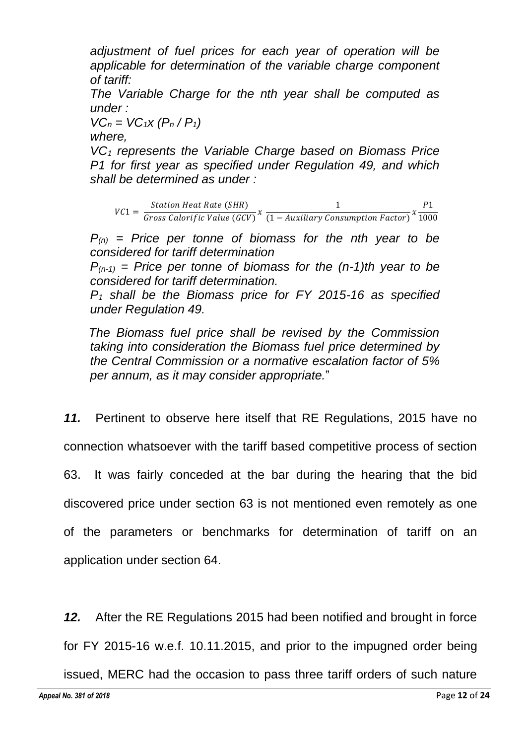*adjustment of fuel prices for each year of operation will be applicable for determination of the variable charge component of tariff:*

*The Variable Charge for the nth year shall be computed as under :*

$VC_n = VC_1 x (P_n / P_1)$

*where,*

*$VC_1$ represents the Variable Charge based on Biomass Price P1 for first year as specified under Regulation 49, and which shall be determined as under :*

$$VC1 = \frac{Station\ Heat\ Rate\ (SHR)}{Gross\ Calorific\ Value\ (GCV)} x \frac{1}{(1 - Auxiliary\ Consumption\ Factor)} x \frac{P1}{1000}$$

*$P_{(n)}$ = Price per tonne of biomass for the nth year to be considered for tariff determination*

*$P_{(n-1)}$ = Price per tonne of biomass for the (n-1)th year to be considered for tariff determination.*

*$P_1$ shall be the Biomass price for FY 2015-16 as specified under Regulation 49.*

*The Biomass fuel price shall be revised by the Commission taking into consideration the Biomass fuel price determined by the Central Commission or a normative escalation factor of 5% per annum, as it may consider appropriate.*"

***11.*** Pertinent to observe here itself that RE Regulations, 2015 have no connection whatsoever with the tariff based competitive process of section 63. It was fairly conceded at the bar during the hearing that the bid discovered price under section 63 is not mentioned even remotely as one of the parameters or benchmarks for determination of tariff on an application under section 64.

***12.*** After the RE Regulations 2015 had been notified and brought in force for FY 2015-16 w.e.f. 10.11.2015, and prior to the impugned order being issued, MERC had the occasion to pass three tariff orders of such nature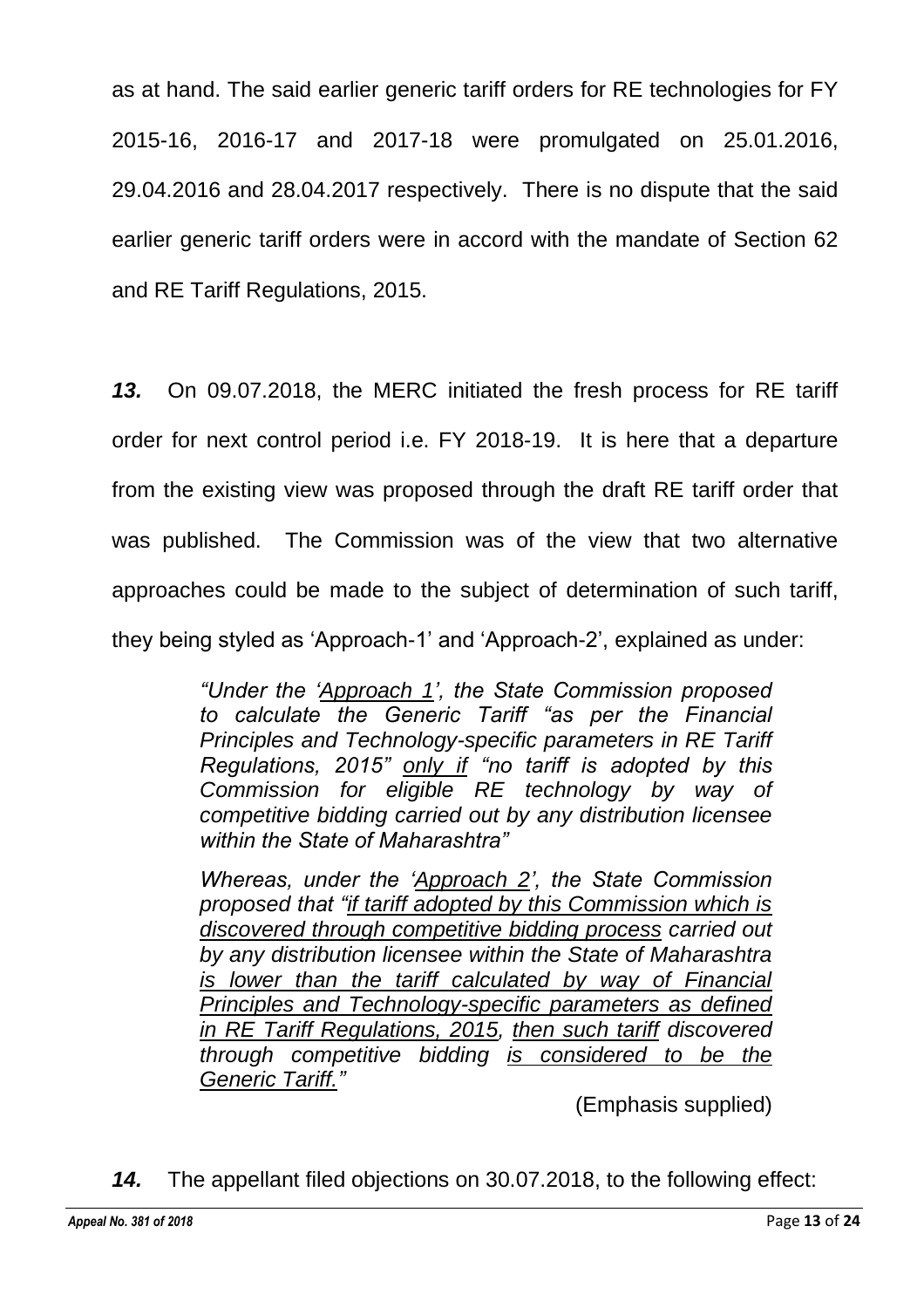as at hand. The said earlier generic tariff orders for RE technologies for FY 2015-16, 2016-17 and 2017-18 were promulgated on 25.01.2016, 29.04.2016 and 28.04.2017 respectively. There is no dispute that the said earlier generic tariff orders were in accord with the mandate of Section 62 and RE Tariff Regulations, 2015.

***13.*** On 09.07.2018, the MERC initiated the fresh process for RE tariff order for next control period i.e. FY 2018-19. It is here that a departure from the existing view was proposed through the draft RE tariff order that was published. The Commission was of the view that two alternative approaches could be made to the subject of determination of such tariff, they being styled as 'Approach-1' and 'Approach-2', explained as under:

> *"Under the '<u>Approach 1</u>', the State Commission proposed to calculate the Generic Tariff "as per the Financial Principles and Technology-specific parameters in RE Tariff Regulations, 2015" <u>only if</u> "no tariff is adopted by this Commission for eligible RE technology by way of competitive bidding carried out by any distribution licensee within the State of Maharashtra"*
>
> *Whereas, under the '<u>Approach 2</u>', the State Commission proposed that "<u>if tariff adopted by this Commission which is discovered through competitive bidding process</u> carried out by any distribution licensee within the State of Maharashtra <u>is lower than the tariff calculated by way of Financial Principles and Technology-specific parameters as defined in RE Tariff Regulations, 2015</u>, <u>then such tariff</u> discovered through competitive bidding <u>is considered to be the Generic Tariff</u>."*
>
> (Emphasis supplied)

***14.*** The appellant filed objections on 30.07.2018, to the following effect: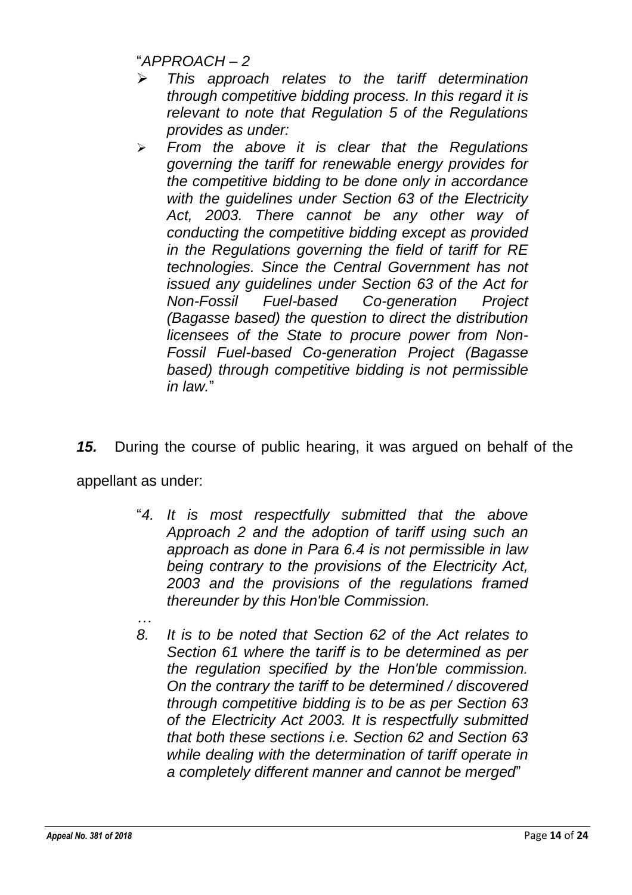"*APPROACH – 2*

- *This approach relates to the tariff determination through competitive bidding process. In this regard it is relevant to note that Regulation 5 of the Regulations provides as under:*
- *From the above it is clear that the Regulations governing the tariff for renewable energy provides for the competitive bidding to be done only in accordance with the guidelines under Section 63 of the Electricity Act, 2003. There cannot be any other way of conducting the competitive bidding except as provided in the Regulations governing the field of tariff for RE technologies. Since the Central Government has not issued any guidelines under Section 63 of the Act for Non-Fossil Fuel-based Co-generation Project (Bagasse based) the question to direct the distribution licensees of the State to procure power from Non-Fossil Fuel-based Co-generation Project (Bagasse based) through competitive bidding is not permissible in law.*"

***15.*** During the course of public hearing, it was argued on behalf of the appellant as under:

> "*4. It is most respectfully submitted that the above Approach 2 and the adoption of tariff using such an approach as done in Para 6.4 is not permissible in law being contrary to the provisions of the Electricity Act, 2003 and the provisions of the regulations framed thereunder by this Hon'ble Commission.*
>
> *…*
>
> *8. It is to be noted that Section 62 of the Act relates to Section 61 where the tariff is to be determined as per the regulation specified by the Hon'ble commission. On the contrary the tariff to be determined / discovered through competitive bidding is to be as per Section 63 of the Electricity Act 2003. It is respectfully submitted that both these sections i.e. Section 62 and Section 63 while dealing with the determination of tariff operate in a completely different manner and cannot be merged*"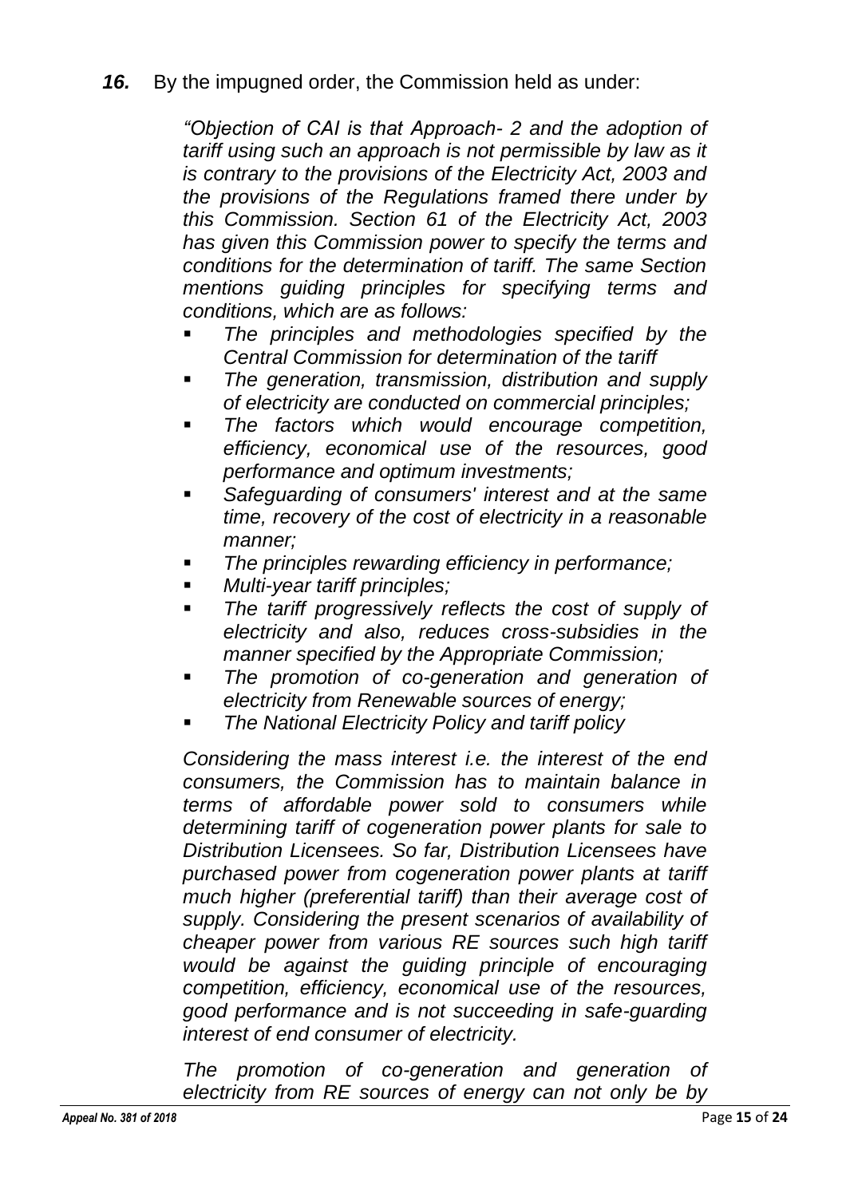***16.*** By the impugned order, the Commission held as under:

> *"Objection of CAI is that Approach- 2 and the adoption of tariff using such an approach is not permissible by law as it is contrary to the provisions of the Electricity Act, 2003 and the provisions of the Regulations framed there under by this Commission. Section 61 of the Electricity Act, 2003 has given this Commission power to specify the terms and conditions for the determination of tariff. The same Section mentions guiding principles for specifying terms and conditions, which are as follows:*
>
> - *The principles and methodologies specified by the Central Commission for determination of the tariff*
> - *The generation, transmission, distribution and supply of electricity are conducted on commercial principles;*
> - *The factors which would encourage competition, efficiency, economical use of the resources, good performance and optimum investments;*
> - *Safeguarding of consumers' interest and at the same time, recovery of the cost of electricity in a reasonable manner;*
> - *The principles rewarding efficiency in performance;*
> - *Multi-year tariff principles;*
> - *The tariff progressively reflects the cost of supply of electricity and also, reduces cross-subsidies in the manner specified by the Appropriate Commission;*
> - *The promotion of co-generation and generation of electricity from Renewable sources of energy;*
> - *The National Electricity Policy and tariff policy*
>
> *Considering the mass interest i.e. the interest of the end consumers, the Commission has to maintain balance in terms of affordable power sold to consumers while determining tariff of cogeneration power plants for sale to Distribution Licensees. So far, Distribution Licensees have purchased power from cogeneration power plants at tariff much higher (preferential tariff) than their average cost of supply. Considering the present scenarios of availability of cheaper power from various RE sources such high tariff would be against the guiding principle of encouraging competition, efficiency, economical use of the resources, good performance and is not succeeding in safe-guarding interest of end consumer of electricity.*
>
> *The promotion of co-generation and generation of electricity from RE sources of energy can not only be by*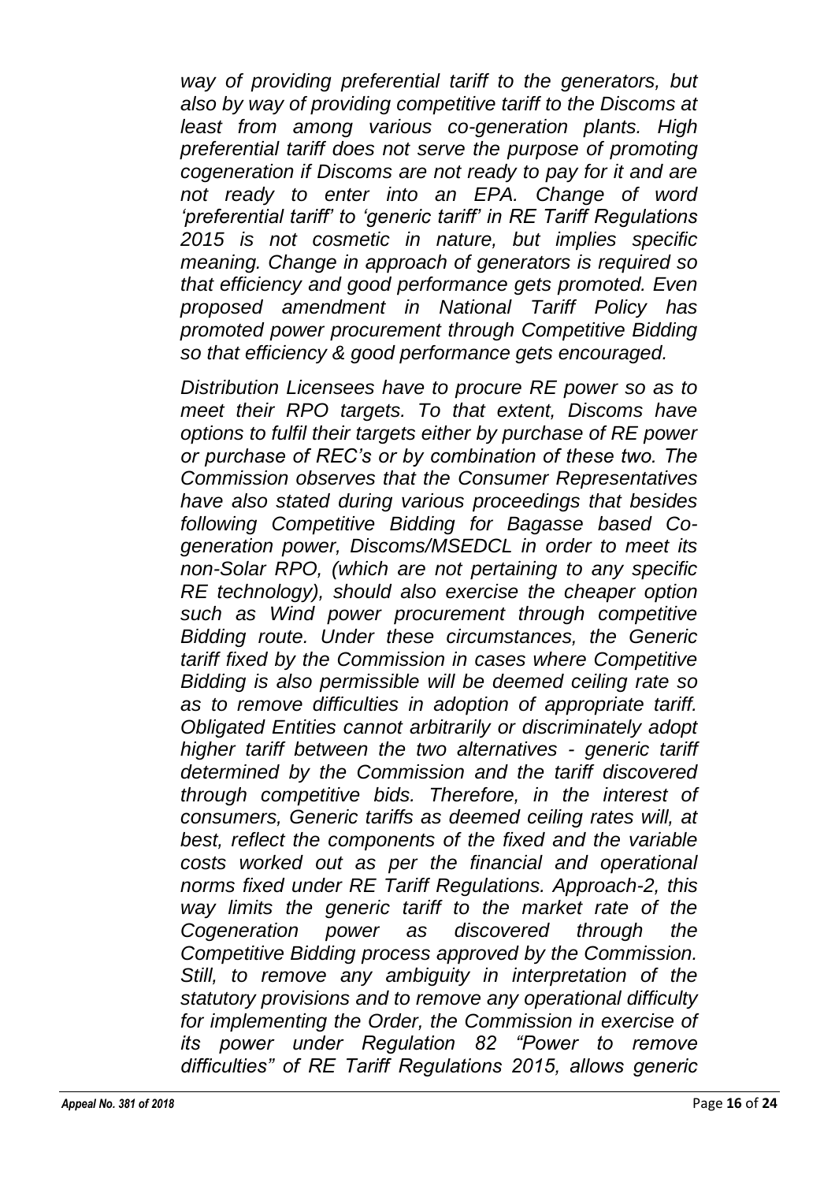*way of providing preferential tariff to the generators, but also by way of providing competitive tariff to the Discoms at least from among various co-generation plants. High preferential tariff does not serve the purpose of promoting cogeneration if Discoms are not ready to pay for it and are not ready to enter into an EPA. Change of word 'preferential tariff' to 'generic tariff' in RE Tariff Regulations 2015 is not cosmetic in nature, but implies specific meaning. Change in approach of generators is required so that efficiency and good performance gets promoted. Even proposed amendment in National Tariff Policy has promoted power procurement through Competitive Bidding so that efficiency & good performance gets encouraged.*

*Distribution Licensees have to procure RE power so as to meet their RPO targets. To that extent, Discoms have options to fulfil their targets either by purchase of RE power or purchase of REC's or by combination of these two. The Commission observes that the Consumer Representatives have also stated during various proceedings that besides following Competitive Bidding for Bagasse based Co-generation power, Discoms/MSEDCL in order to meet its non-Solar RPO, (which are not pertaining to any specific RE technology), should also exercise the cheaper option such as Wind power procurement through competitive Bidding route. Under these circumstances, the Generic tariff fixed by the Commission in cases where Competitive Bidding is also permissible will be deemed ceiling rate so as to remove difficulties in adoption of appropriate tariff. Obligated Entities cannot arbitrarily or discriminately adopt higher tariff between the two alternatives - generic tariff determined by the Commission and the tariff discovered through competitive bids. Therefore, in the interest of consumers, Generic tariffs as deemed ceiling rates will, at best, reflect the components of the fixed and the variable costs worked out as per the financial and operational norms fixed under RE Tariff Regulations. Approach-2, this way limits the generic tariff to the market rate of the Cogeneration power as discovered through the Competitive Bidding process approved by the Commission. Still, to remove any ambiguity in interpretation of the statutory provisions and to remove any operational difficulty for implementing the Order, the Commission in exercise of its power under Regulation 82 "Power to remove difficulties" of RE Tariff Regulations 2015, allows generic*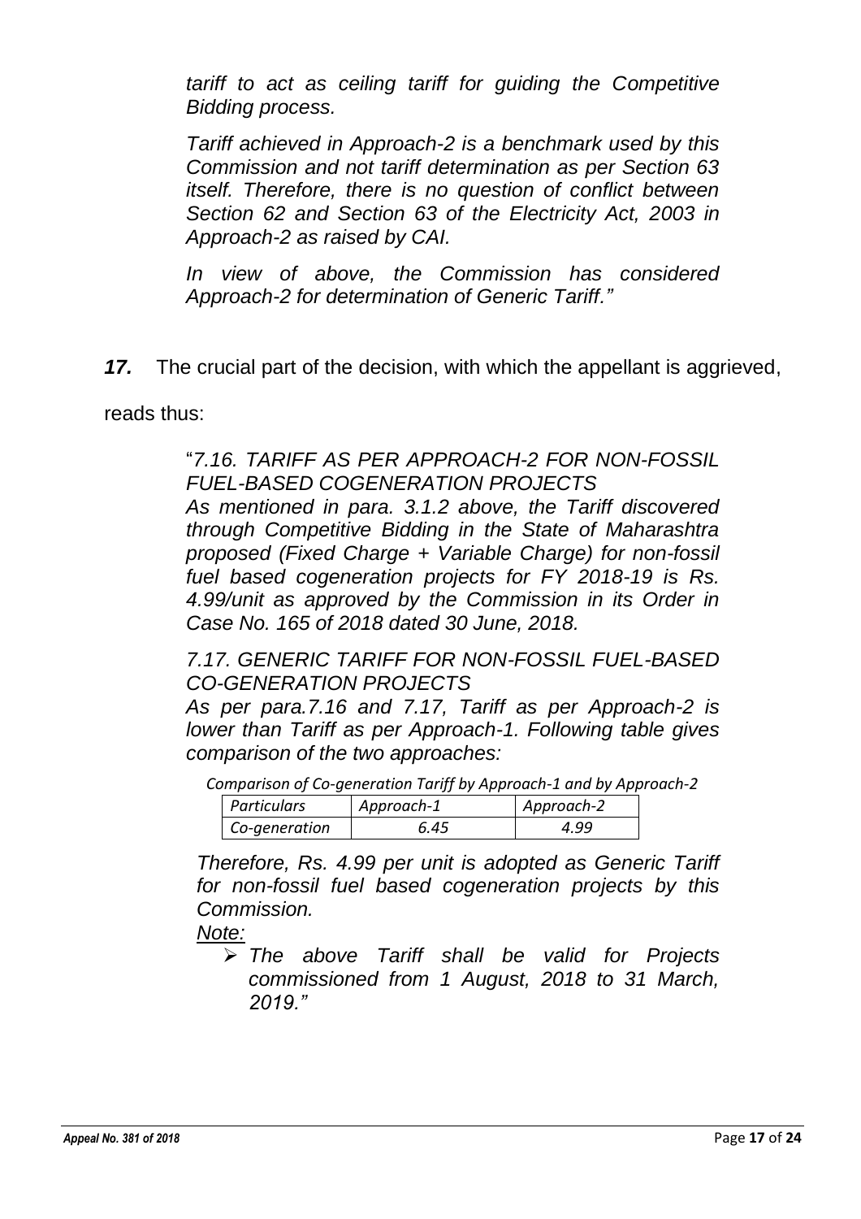*tariff to act as ceiling tariff for guiding the Competitive Bidding process.*

*Tariff achieved in Approach-2 is a benchmark used by this Commission and not tariff determination as per Section 63 itself. Therefore, there is no question of conflict between Section 62 and Section 63 of the Electricity Act, 2003 in Approach-2 as raised by CAI.*

*In view of above, the Commission has considered Approach-2 for determination of Generic Tariff."*

***17.*** The crucial part of the decision, with which the appellant is aggrieved, reads thus:

"*7.16. TARIFF AS PER APPROACH-2 FOR NON-FOSSIL FUEL-BASED COGENERATION PROJECTS*
*As mentioned in para. 3.1.2 above, the Tariff discovered through Competitive Bidding in the State of Maharashtra proposed (Fixed Charge + Variable Charge) for non-fossil fuel based cogeneration projects for FY 2018-19 is Rs. 4.99/unit as approved by the Commission in its Order in Case No. 165 of 2018 dated 30 June, 2018.*

*7.17. GENERIC TARIFF FOR NON-FOSSIL FUEL-BASED CO-GENERATION PROJECTS*
*As per para.7.16 and 7.17, Tariff as per Approach-2 is lower than Tariff as per Approach-1. Following table gives comparison of the two approaches:*

*Comparison of Co-generation Tariff by Approach-1 and by Approach-2*

| *Particulars* | *Approach-1* | *Approach-2* |
|---|---|---|
| *Co-generation* | *6.45* | *4.99* |

*Therefore, Rs. 4.99 per unit is adopted as Generic Tariff for non-fossil fuel based cogeneration projects by this Commission.*

*Note:*

- *The above Tariff shall be valid for Projects commissioned from 1 August, 2018 to 31 March, 2019."*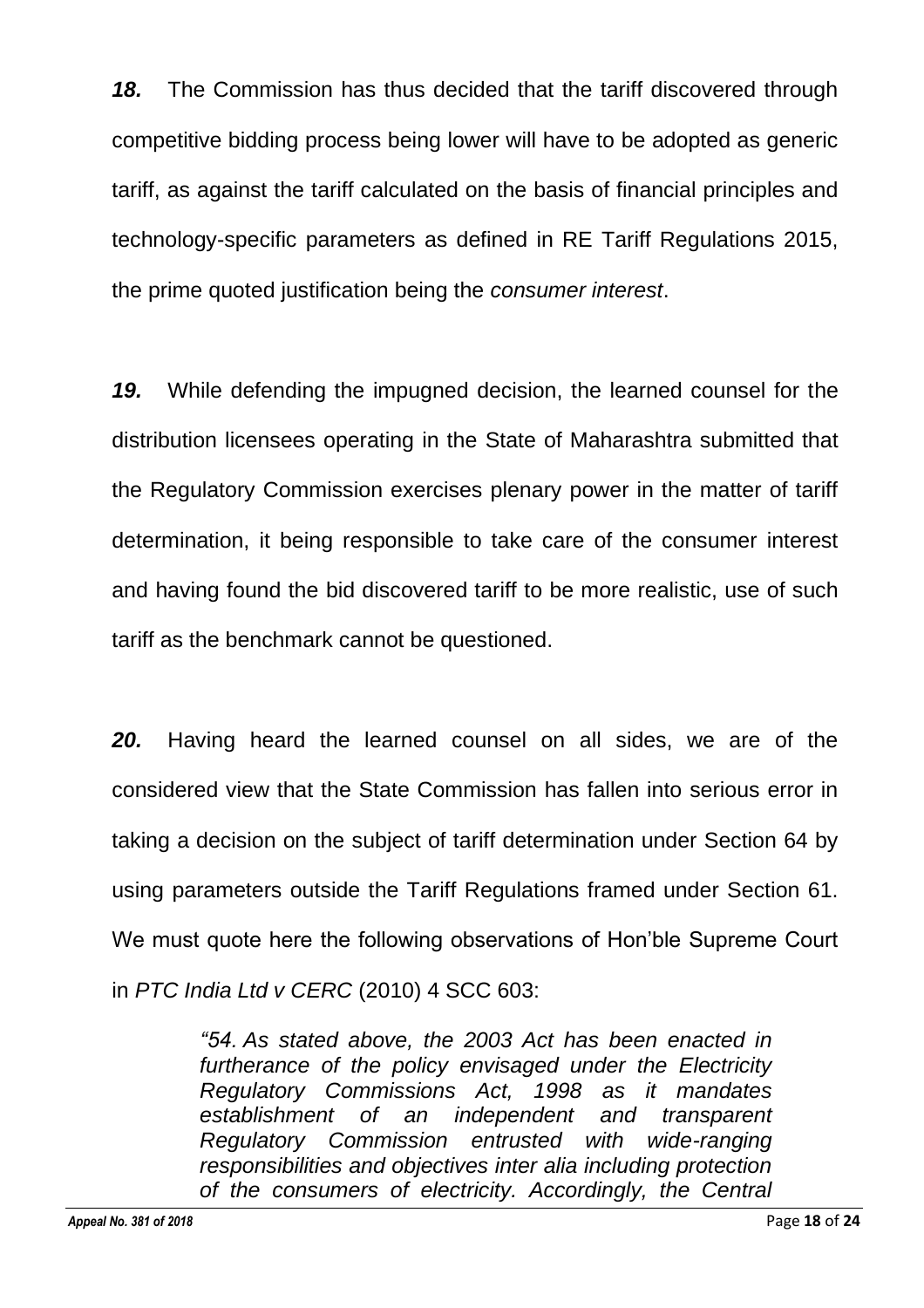***18.*** The Commission has thus decided that the tariff discovered through competitive bidding process being lower will have to be adopted as generic tariff, as against the tariff calculated on the basis of financial principles and technology-specific parameters as defined in RE Tariff Regulations 2015, the prime quoted justification being the *consumer interest*.

***19.*** While defending the impugned decision, the learned counsel for the distribution licensees operating in the State of Maharashtra submitted that the Regulatory Commission exercises plenary power in the matter of tariff determination, it being responsible to take care of the consumer interest and having found the bid discovered tariff to be more realistic, use of such tariff as the benchmark cannot be questioned.

***20.*** Having heard the learned counsel on all sides, we are of the considered view that the State Commission has fallen into serious error in taking a decision on the subject of tariff determination under Section 64 by using parameters outside the Tariff Regulations framed under Section 61. We must quote here the following observations of Hon'ble Supreme Court in *PTC India Ltd v CERC* (2010) 4 SCC 603:

> *"54. As stated above, the 2003 Act has been enacted in furtherance of the policy envisaged under the Electricity Regulatory Commissions Act, 1998 as it mandates establishment of an independent and transparent Regulatory Commission entrusted with wide-ranging responsibilities and objectives inter alia including protection of the consumers of electricity. Accordingly, the Central*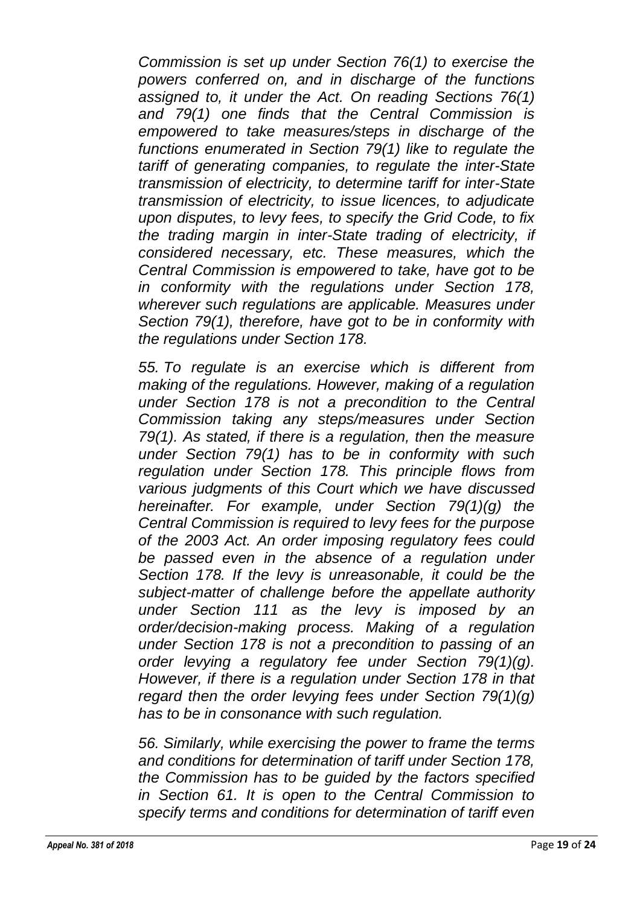*Commission is set up under Section 76(1) to exercise the powers conferred on, and in discharge of the functions assigned to, it under the Act. On reading Sections 76(1) and 79(1) one finds that the Central Commission is empowered to take measures/steps in discharge of the functions enumerated in Section 79(1) like to regulate the tariff of generating companies, to regulate the inter-State transmission of electricity, to determine tariff for inter-State transmission of electricity, to issue licences, to adjudicate upon disputes, to levy fees, to specify the Grid Code, to fix the trading margin in inter-State trading of electricity, if considered necessary, etc. These measures, which the Central Commission is empowered to take, have got to be in conformity with the regulations under Section 178, wherever such regulations are applicable. Measures under Section 79(1), therefore, have got to be in conformity with the regulations under Section 178.*

*55. To regulate is an exercise which is different from making of the regulations. However, making of a regulation under Section 178 is not a precondition to the Central Commission taking any steps/measures under Section 79(1). As stated, if there is a regulation, then the measure under Section 79(1) has to be in conformity with such regulation under Section 178. This principle flows from various judgments of this Court which we have discussed hereinafter. For example, under Section 79(1)(g) the Central Commission is required to levy fees for the purpose of the 2003 Act. An order imposing regulatory fees could be passed even in the absence of a regulation under Section 178. If the levy is unreasonable, it could be the subject-matter of challenge before the appellate authority under Section 111 as the levy is imposed by an order/decision-making process. Making of a regulation under Section 178 is not a precondition to passing of an order levying a regulatory fee under Section 79(1)(g). However, if there is a regulation under Section 178 in that regard then the order levying fees under Section 79(1)(g) has to be in consonance with such regulation.*

*56. Similarly, while exercising the power to frame the terms and conditions for determination of tariff under Section 178, the Commission has to be guided by the factors specified in Section 61. It is open to the Central Commission to specify terms and conditions for determination of tariff even*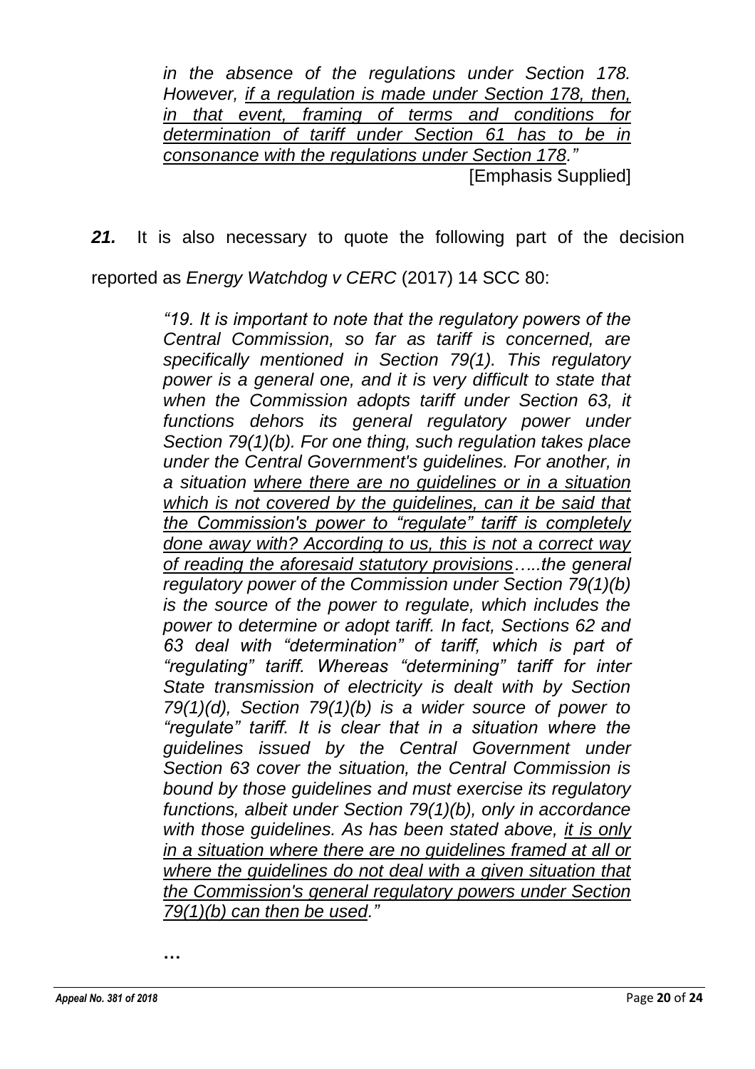*in the absence of the regulations under Section 178. However, if a regulation is made under Section 178, then, in that event, framing of terms and conditions for determination of tariff under Section 61 has to be in consonance with the regulations under Section 178."*

[Emphasis Supplied]

***21.*** It is also necessary to quote the following part of the decision reported as *Energy Watchdog v CERC* (2017) 14 SCC 80:

> *"19. It is important to note that the regulatory powers of the Central Commission, so far as tariff is concerned, are specifically mentioned in Section 79(1). This regulatory power is a general one, and it is very difficult to state that when the Commission adopts tariff under Section 63, it functions dehors its general regulatory power under Section 79(1)(b). For one thing, such regulation takes place under the Central Government's guidelines. For another, in a situation where there are no guidelines or in a situation which is not covered by the guidelines, can it be said that the Commission's power to "regulate" tariff is completely done away with? According to us, this is not a correct way of reading the aforesaid statutory provisions…..the general regulatory power of the Commission under Section 79(1)(b) is the source of the power to regulate, which includes the power to determine or adopt tariff. In fact, Sections 62 and 63 deal with "determination" of tariff, which is part of "regulating" tariff. Whereas "determining" tariff for inter State transmission of electricity is dealt with by Section 79(1)(d), Section 79(1)(b) is a wider source of power to "regulate" tariff. It is clear that in a situation where the guidelines issued by the Central Government under Section 63 cover the situation, the Central Commission is bound by those guidelines and must exercise its regulatory functions, albeit under Section 79(1)(b), only in accordance with those guidelines. As has been stated above, it is only in a situation where there are no guidelines framed at all or where the guidelines do not deal with a given situation that the Commission's general regulatory powers under Section 79(1)(b) can then be used."*

…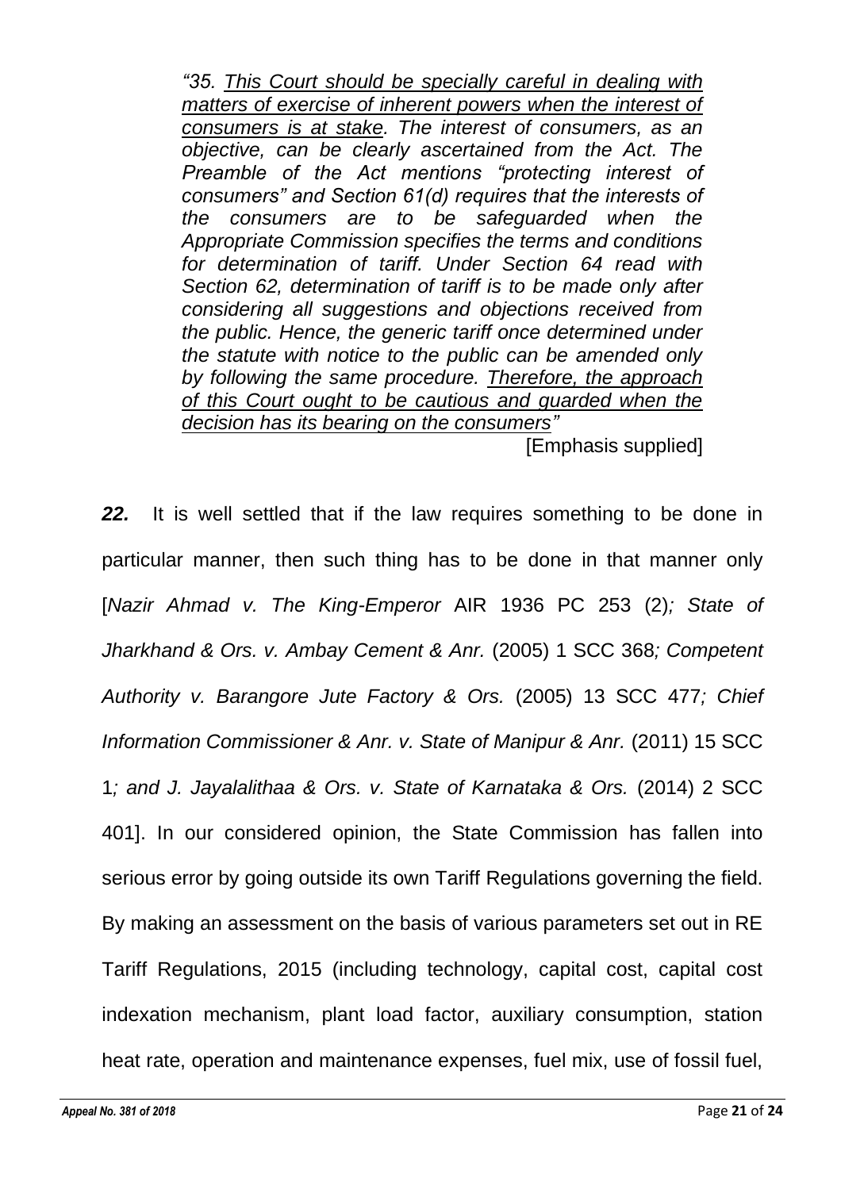> *"35. <u>This Court should be specially careful in dealing with matters of exercise of inherent powers when the interest of consumers is at stake</u>. The interest of consumers, as an objective, can be clearly ascertained from the Act. The Preamble of the Act mentions "protecting interest of consumers" and Section 61(d) requires that the interests of the consumers are to be safeguarded when the Appropriate Commission specifies the terms and conditions for determination of tariff. Under Section 64 read with Section 62, determination of tariff is to be made only after considering all suggestions and objections received from the public. Hence, the generic tariff once determined under the statute with notice to the public can be amended only by following the same procedure. <u>Therefore, the approach of this Court ought to be cautious and guarded when the decision has its bearing on the consumers</u>"*
>
> [Emphasis supplied]

***22.*** It is well settled that if the law requires something to be done in particular manner, then such thing has to be done in that manner only [*Nazir Ahmad v. The King-Emperor* AIR 1936 PC 253 (2)*; State of Jharkhand & Ors. v. Ambay Cement & Anr.* (2005) 1 SCC 368*; Competent Authority v. Barangore Jute Factory & Ors.* (2005) 13 SCC 477*; Chief Information Commissioner & Anr. v. State of Manipur & Anr.* (2011) 15 SCC 1*; and J. Jayalalithaa & Ors. v. State of Karnataka & Ors.* (2014) 2 SCC 401]. In our considered opinion, the State Commission has fallen into serious error by going outside its own Tariff Regulations governing the field. By making an assessment on the basis of various parameters set out in RE Tariff Regulations, 2015 (including technology, capital cost, capital cost indexation mechanism, plant load factor, auxiliary consumption, station heat rate, operation and maintenance expenses, fuel mix, use of fossil fuel,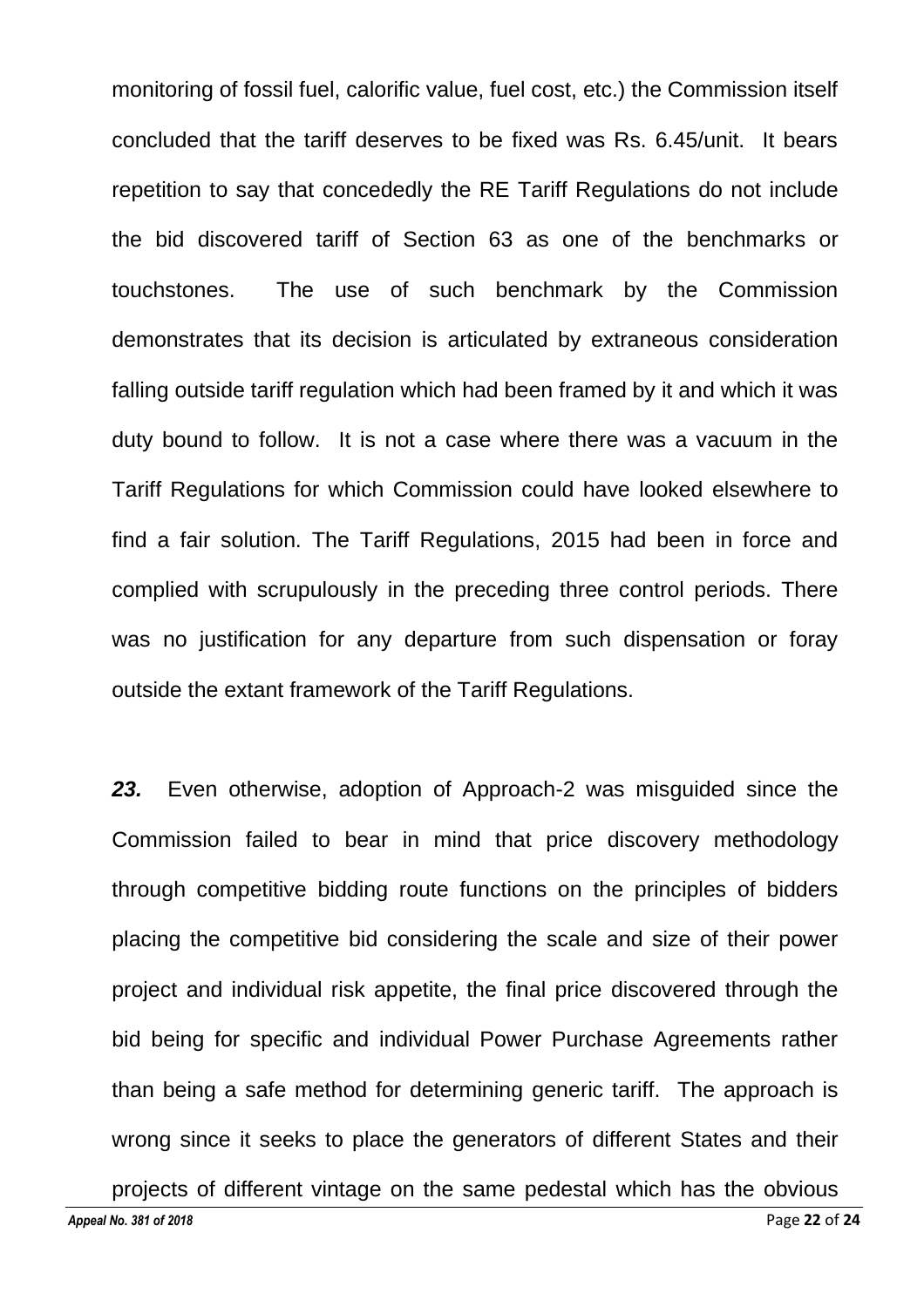monitoring of fossil fuel, calorific value, fuel cost, etc.) the Commission itself concluded that the tariff deserves to be fixed was Rs. 6.45/unit. It bears repetition to say that concededly the RE Tariff Regulations do not include the bid discovered tariff of Section 63 as one of the benchmarks or touchstones. The use of such benchmark by the Commission demonstrates that its decision is articulated by extraneous consideration falling outside tariff regulation which had been framed by it and which it was duty bound to follow. It is not a case where there was a vacuum in the Tariff Regulations for which Commission could have looked elsewhere to find a fair solution. The Tariff Regulations, 2015 had been in force and complied with scrupulously in the preceding three control periods. There was no justification for any departure from such dispensation or foray outside the extant framework of the Tariff Regulations.

***23.*** Even otherwise, adoption of Approach-2 was misguided since the Commission failed to bear in mind that price discovery methodology through competitive bidding route functions on the principles of bidders placing the competitive bid considering the scale and size of their power project and individual risk appetite, the final price discovered through the bid being for specific and individual Power Purchase Agreements rather than being a safe method for determining generic tariff. The approach is wrong since it seeks to place the generators of different States and their projects of different vintage on the same pedestal which has the obvious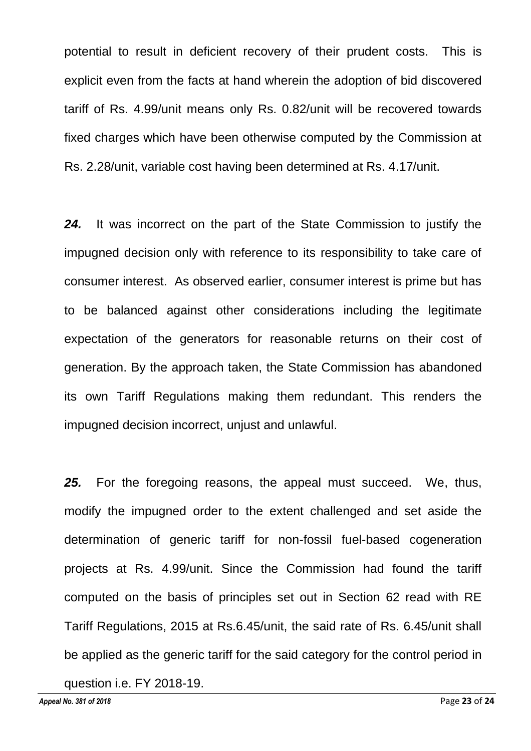potential to result in deficient recovery of their prudent costs. This is explicit even from the facts at hand wherein the adoption of bid discovered tariff of Rs. 4.99/unit means only Rs. 0.82/unit will be recovered towards fixed charges which have been otherwise computed by the Commission at Rs. 2.28/unit, variable cost having been determined at Rs. 4.17/unit.

***24.*** It was incorrect on the part of the State Commission to justify the impugned decision only with reference to its responsibility to take care of consumer interest. As observed earlier, consumer interest is prime but has to be balanced against other considerations including the legitimate expectation of the generators for reasonable returns on their cost of generation. By the approach taken, the State Commission has abandoned its own Tariff Regulations making them redundant. This renders the impugned decision incorrect, unjust and unlawful.

***25.*** For the foregoing reasons, the appeal must succeed. We, thus, modify the impugned order to the extent challenged and set aside the determination of generic tariff for non-fossil fuel-based cogeneration projects at Rs. 4.99/unit. Since the Commission had found the tariff computed on the basis of principles set out in Section 62 read with RE Tariff Regulations, 2015 at Rs.6.45/unit, the said rate of Rs. 6.45/unit shall be applied as the generic tariff for the said category for the control period in question i.e. FY 2018-19.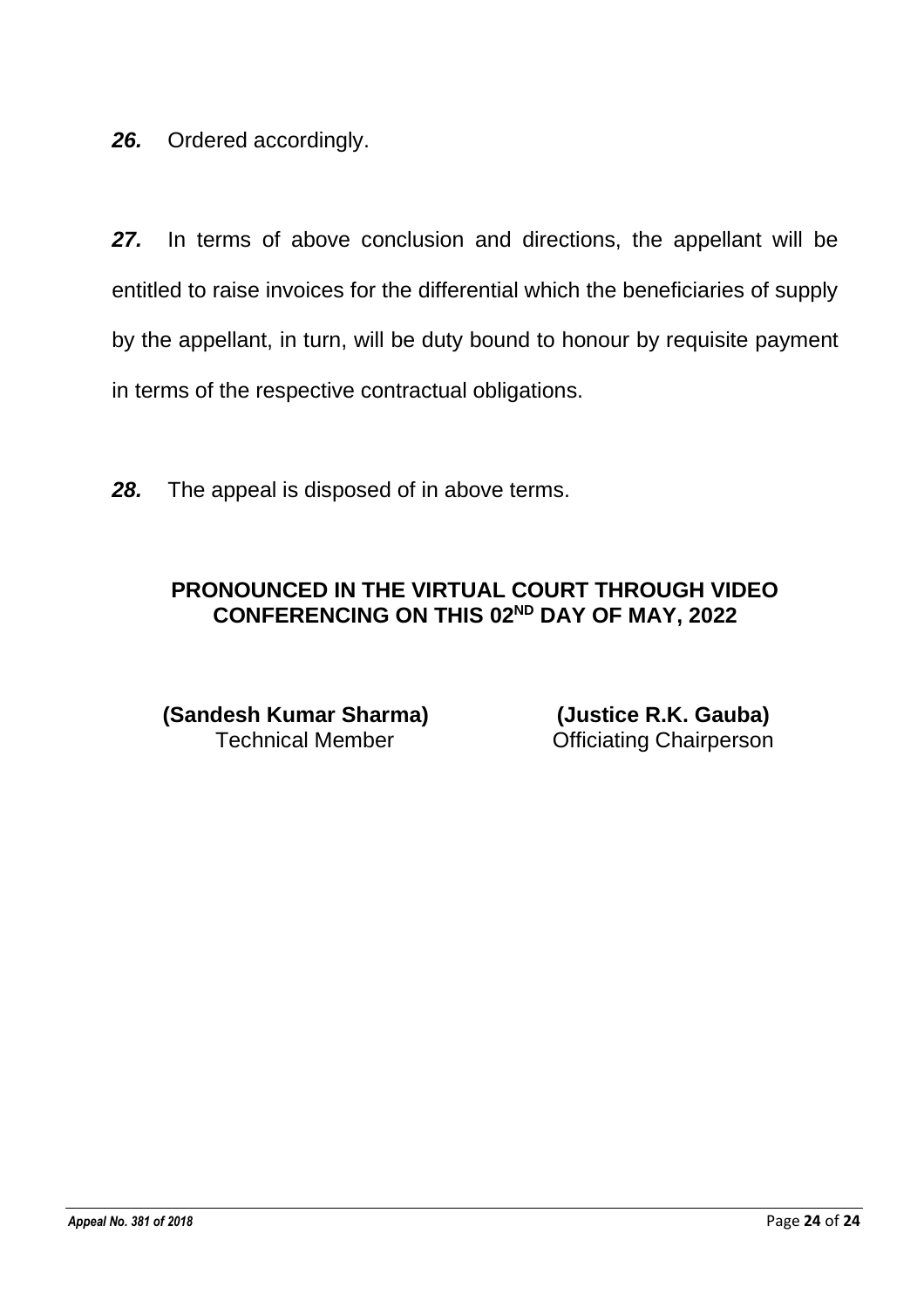***26.*** Ordered accordingly.

***27.*** In terms of above conclusion and directions, the appellant will be entitled to raise invoices for the differential which the beneficiaries of supply by the appellant, in turn, will be duty bound to honour by requisite payment in terms of the respective contractual obligations.

***28.*** The appeal is disposed of in above terms.

**PRONOUNCED IN THE VIRTUAL COURT THROUGH VIDEO CONFERENCING ON THIS 02ND DAY OF MAY, 2022**

**(Sandesh Kumar Sharma)**
Technical Member

**(Justice R.K. Gauba)**
Officiating Chairperson